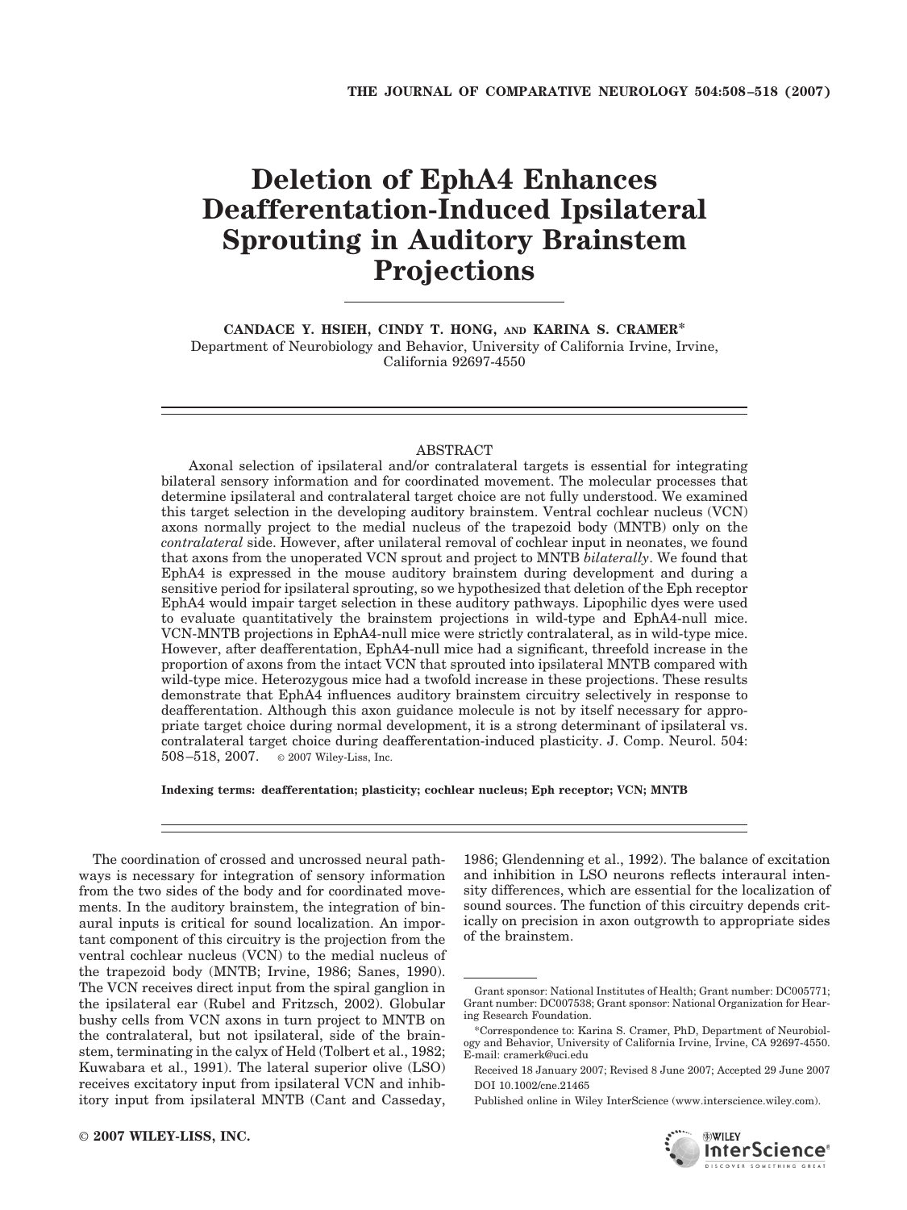# Deletion of EphA4 Enhances Deafferentation-Induced Ipsilateral Sprouting in Auditory Brainstem Projections

**CANDACE Y. HSIEH, CINDY T. HONG, AND KARINA S. CRAMER***

Department of Neurobiology and Behavior, University of California Irvine, Irvine, California 92697-4550

## ABSTRACT

Axonal selection of ipsilateral and/or contralateral targets is essential for integrating bilateral sensory information and for coordinated movement. The molecular processes that determine ipsilateral and contralateral target choice are not fully understood. We examined this target selection in the developing auditory brainstem. Ventral cochlear nucleus (VCN) axons normally project to the medial nucleus of the trapezoid body (MNTB) only on the *contralateral* side. However, after unilateral removal of cochlear input in neonates, we found that axons from the unoperated VCN sprout and project to MNTB *bilaterally*. We found that EphA4 is expressed in the mouse auditory brainstem during development and during a sensitive period for ipsilateral sprouting, so we hypothesized that deletion of the Eph receptor EphA4 would impair target selection in these auditory pathways. Lipophilic dyes were used to evaluate quantitatively the brainstem projections in wild-type and EphA4-null mice. VCN-MNTB projections in EphA4-null mice were strictly contralateral, as in wild-type mice. However, after deafferentation, EphA4-null mice had a significant, threefold increase in the proportion of axons from the intact VCN that sprouted into ipsilateral MNTB compared with wild-type mice. Heterozygous mice had a twofold increase in these projections. These results demonstrate that EphA4 influences auditory brainstem circuitry selectively in response to deafferentation. Although this axon guidance molecule is not by itself necessary for appropriate target choice during normal development, it is a strong determinant of ipsilateral vs. contralateral target choice during deafferentation-induced plasticity. J. Comp. Neurol. 504: 508–518, 2007. © 2007 Wiley-Liss, Inc.

**Indexing terms: deafferentation; plasticity; cochlear nucleus; Eph receptor; VCN; MNTB**

The coordination of crossed and uncrossed neural pathways is necessary for integration of sensory information from the two sides of the body and for coordinated movements. In the auditory brainstem, the integration of binaural inputs is critical for sound localization. An important component of this circuitry is the projection from the ventral cochlear nucleus (VCN) to the medial nucleus of the trapezoid body (MNTB; Irvine, 1986; Sanes, 1990). The VCN receives direct input from the spiral ganglion in the ipsilateral ear (Rubel and Fritzsch, 2002). Globular bushy cells from VCN axons in turn project to MNTB on the contralateral, but not ipsilateral, side of the brainstem, terminating in the calyx of Held (Tolbert et al., 1982; Kuwabara et al., 1991). The lateral superior olive (LSO) receives excitatory input from ipsilateral VCN and inhibitory input from ipsilateral MNTB (Cant and Casseday, 1986; Glendenning et al., 1992). The balance of excitation and inhibition in LSO neurons reflects interaural intensity differences, which are essential for the localization of sound sources. The function of this circuitry depends critically on precision in axon outgrowth to appropriate sides of the brainstem.

---

Grant sponsor: National Institutes of Health; Grant number: DC005771; Grant number: DC007538; Grant sponsor: National Organization for Hearing Research Foundation.

*Correspondence to: Karina S. Cramer, PhD, Department of Neurobiology and Behavior, University of California Irvine, Irvine, CA 92697-4550. E-mail: cramerk@uci.edu

Received 18 January 2007; Revised 8 June 2007; Accepted 29 June 2007

DOI 10.1002/cne.21465

Published online in Wiley InterScience (www.interscience.wiley.com).

© 2007 WILEY-LISS, INC.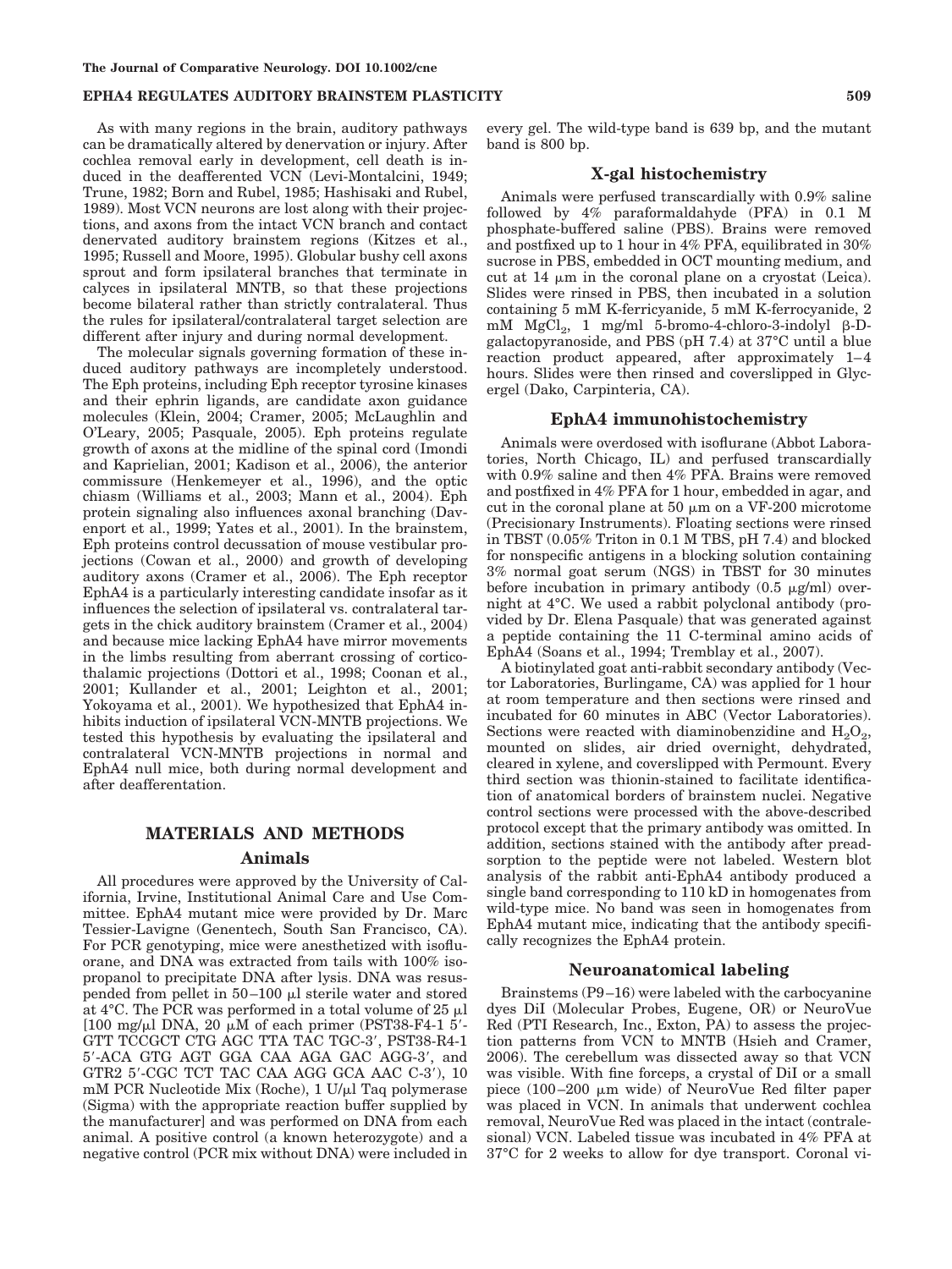As with many regions in the brain, auditory pathways can be dramatically altered by denervation or injury. After cochlea removal early in development, cell death is induced in the deafferented VCN (Levi-Montalcini, 1949; Trune, 1982; Born and Rubel, 1985; Hashisaki and Rubel, 1989). Most VCN neurons are lost along with their projections, and axons from the intact VCN branch and contact denervated auditory brainstem regions (Kitzes et al., 1995; Russell and Moore, 1995). Globular bushy cell axons sprout and form ipsilateral branches that terminate in calyces in ipsilateral MNTB, so that these projections become bilateral rather than strictly contralateral. Thus the rules for ipsilateral/contralateral target selection are different after injury and during normal development.

The molecular signals governing formation of these induced auditory pathways are incompletely understood. The Eph proteins, including Eph receptor tyrosine kinases and their ephrin ligands, are candidate axon guidance molecules (Klein, 2004; Cramer, 2005; McLaughlin and O'Leary, 2005; Pasquale, 2005). Eph proteins regulate growth of axons at the midline of the spinal cord (Imondi and Kaprielian, 2001; Kadison et al., 2006), the anterior commissure (Henkemeyer et al., 1996), and the optic chiasm (Williams et al., 2003; Mann et al., 2004). Eph protein signaling also influences axonal branching (Davenport et al., 1999; Yates et al., 2001). In the brainstem, Eph proteins control decussation of mouse vestibular projections (Cowan et al., 2000) and growth of developing auditory axons (Cramer et al., 2006). The Eph receptor EphA4 is a particularly interesting candidate insofar as it influences the selection of ipsilateral vs. contralateral targets in the chick auditory brainstem (Cramer et al., 2004) and because mice lacking EphA4 have mirror movements in the limbs resulting from aberrant crossing of corticothalamic projections (Dottori et al., 1998; Coonan et al., 2001; Kullander et al., 2001; Leighton et al., 2001; Yokoyama et al., 2001). We hypothesized that EphA4 inhibits induction of ipsilateral VCN-MNTB projections. We tested this hypothesis by evaluating the ipsilateral and contralateral VCN-MNTB projections in normal and EphA4 null mice, both during normal development and after deafferentation.

## MATERIALS AND METHODS

### Animals

All procedures were approved by the University of California, Irvine, Institutional Animal Care and Use Committee. EphA4 mutant mice were provided by Dr. Marc Tessier-Lavigne (Genentech, South San Francisco, CA). For PCR genotyping, mice were anesthetized with isoflurane, and DNA was extracted from tails with 100% isopropanol to precipitate DNA after lysis. DNA was resuspended from pellet in 50–100 μl sterile water and stored at 4°C. The PCR was performed in a total volume of 25 μl [100 mg/μl DNA, 20 μM of each primer (PST38-F4-1 5′-GTT TCCGCT CTG AGC TTA TAC TGC-3′, PST38-R4-1 5′-ACA GTG AGT GGA CAA AGA GAC AGG-3′, and GTR2 5′-CGC TCT TAC CAA AGG GCA AAC C-3′), 10 mM PCR Nucleotide Mix (Roche), 1 U/μl Taq polymerase (Sigma) with the appropriate reaction buffer supplied by the manufacturer] and was performed on DNA from each animal. A positive control (a known heterozygote) and a negative control (PCR mix without DNA) were included in every gel. The wild-type band is 639 bp, and the mutant band is 800 bp.

### X-gal histochemistry

Animals were perfused transcardially with 0.9% saline followed by 4% paraformaldahyde (PFA) in 0.1 M phosphate-buffered saline (PBS). Brains were removed and postfixed up to 1 hour in 4% PFA, equilibrated in 30% sucrose in PBS, embedded in OCT mounting medium, and cut at 14 μm in the coronal plane on a cryostat (Leica). Slides were rinsed in PBS, then incubated in a solution containing 5 mM K-ferricyanide, 5 mM K-ferrocyanide, 2 mM $MgCl_2$, 1 mg/ml 5-bromo-4-chloro-3-indolyl β-D-galactopyranoside, and PBS (pH 7.4) at 37°C until a blue reaction product appeared, after approximately 1–4 hours. Slides were then rinsed and coverslipped in Glycergel (Dako, Carpinteria, CA).

### EphA4 immunohistochemistry

Animals were overdosed with isoflurane (Abbot Laboratories, North Chicago, IL) and perfused transcardially with 0.9% saline and then 4% PFA. Brains were removed and postfixed in 4% PFA for 1 hour, embedded in agar, and cut in the coronal plane at 50 μm on a VF-200 microtome (Precisionary Instruments). Floating sections were rinsed in TBST (0.05% Triton in 0.1 M TBS, pH 7.4) and blocked for nonspecific antigens in a blocking solution containing 3% normal goat serum (NGS) in TBST for 30 minutes before incubation in primary antibody (0.5 μg/ml) overnight at 4°C. We used a rabbit polyclonal antibody (provided by Dr. Elena Pasquale) that was generated against a peptide containing the 11 C-terminal amino acids of EphA4 (Soans et al., 1994; Tremblay et al., 2007).

A biotinylated goat anti-rabbit secondary antibody (Vector Laboratories, Burlingame, CA) was applied for 1 hour at room temperature and then sections were rinsed and incubated for 60 minutes in ABC (Vector Laboratories). Sections were reacted with diaminobenzidine and $H_2O_2$, mounted on slides, air dried overnight, dehydrated, cleared in xylene, and coverslipped with Permount. Every third section was thionin-stained to facilitate identification of anatomical borders of brainstem nuclei. Negative control sections were processed with the above-described protocol except that the primary antibody was omitted. In addition, sections stained with the antibody after preadsorption to the peptide were not labeled. Western blot analysis of the rabbit anti-EphA4 antibody produced a single band corresponding to 110 kD in homogenates from wild-type mice. No band was seen in homogenates from EphA4 mutant mice, indicating that the antibody specifically recognizes the EphA4 protein.

### Neuroanatomical labeling

Brainstems (P9–16) were labeled with the carbocyanine dyes DiI (Molecular Probes, Eugene, OR) or NeuroVue Red (PTI Research, Inc., Exton, PA) to assess the projection patterns from VCN to MNTB (Hsieh and Cramer, 2006). The cerebellum was dissected away so that VCN was visible. With fine forceps, a crystal of DiI or a small piece (100–200 μm wide) of NeuroVue Red filter paper was placed in VCN. In animals that underwent cochlea removal, NeuroVue Red was placed in the intact (contralesional) VCN. Labeled tissue was incubated in 4% PFA at 37°C for 2 weeks to allow for dye transport. Coronal vi-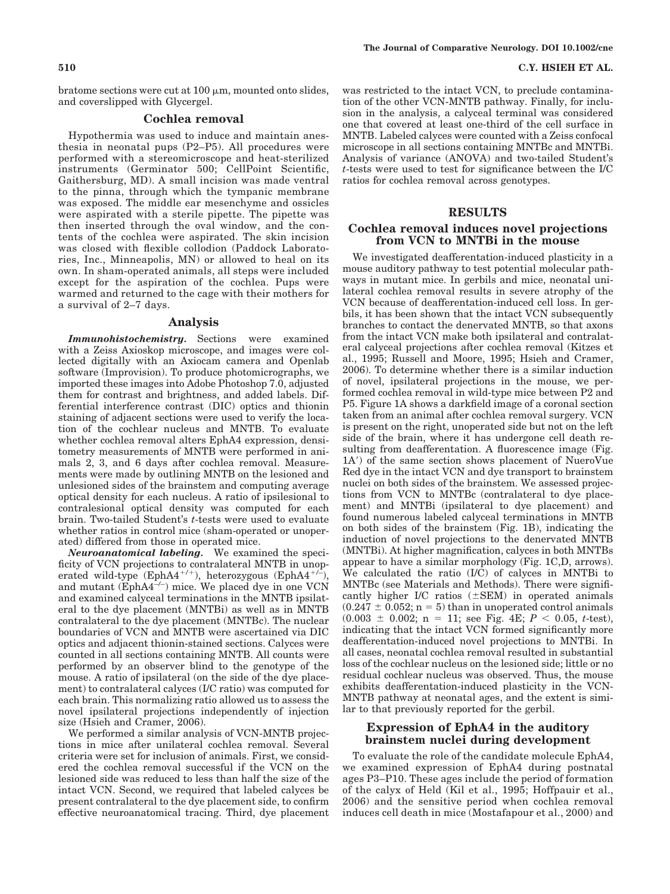bratome sections were cut at 100 μm, mounted onto slides, and coverslipped with Glycergel.

### Cochlea removal

Hypothermia was used to induce and maintain anesthesia in neonatal pups (P2–P5). All procedures were performed with a stereomicroscope and heat-sterilized instruments (Germinator 500; CellPoint Scientific, Gaithersburg, MD). A small incision was made ventral to the pinna, through which the tympanic membrane was exposed. The middle ear mesenchyme and ossicles were aspirated with a sterile pipette. The pipette was then inserted through the oval window, and the contents of the cochlea were aspirated. The skin incision was closed with flexible collodion (Paddock Laboratories, Inc., Minneapolis, MN) or allowed to heal on its own. In sham-operated animals, all steps were included except for the aspiration of the cochlea. Pups were warmed and returned to the cage with their mothers for a survival of 2–7 days.

### Analysis

***Immunohistochemistry.*** Sections were examined with a Zeiss Axioskop microscope, and images were collected digitally with an Axiocam camera and Openlab software (Improvision). To produce photomicrographs, we imported these images into Adobe Photoshop 7.0, adjusted them for contrast and brightness, and added labels. Differential interference contrast (DIC) optics and thionin staining of adjacent sections were used to verify the location of the cochlear nucleus and MNTB. To evaluate whether cochlea removal alters EphA4 expression, densitometry measurements of MNTB were performed in animals 2, 3, and 6 days after cochlea removal. Measurements were made by outlining MNTB on the lesioned and unlesioned sides of the brainstem and computing average optical density for each nucleus. A ratio of ipsilesional to contralesional optical density was computed for each brain. Two-tailed Student's *t*-tests were used to evaluate whether ratios in control mice (sham-operated or unoperated) differed from those in operated mice.

***Neuroanatomical labeling.*** We examined the specificity of VCN projections to contralateral MNTB in unoperated wild-type (EphA4$^{+/+}$), heterozygous (EphA4$^{+/-}$), and mutant (EphA4$^{-/-}$) mice. We placed dye in one VCN and examined calyceal terminations in the MNTB ipsilateral to the dye placement (MNTBi) as well as in MNTB contralateral to the dye placement (MNTBc). The nuclear boundaries of VCN and MNTB were ascertained via DIC optics and adjacent thionin-stained sections. Calyces were counted in all sections containing MNTB. All counts were performed by an observer blind to the genotype of the mouse. A ratio of ipsilateral (on the side of the dye placement) to contralateral calyces (I/C ratio) was computed for each brain. This normalizing ratio allowed us to assess the novel ipsilateral projections independently of injection size (Hsieh and Cramer, 2006).

We performed a similar analysis of VCN-MNTB projections in mice after unilateral cochlea removal. Several criteria were set for inclusion of animals. First, we considered the cochlea removal successful if the VCN on the lesioned side was reduced to less than half the size of the intact VCN. Second, we required that labeled calyces be present contralateral to the dye placement side, to confirm effective neuroanatomical tracing. Third, dye placement was restricted to the intact VCN, to preclude contamination of the other VCN-MNTB pathway. Finally, for inclusion in the analysis, a calyceal terminal was considered one that covered at least one-third of the cell surface in MNTB. Labeled calyces were counted with a Zeiss confocal microscope in all sections containing MNTBc and MNTBi. Analysis of variance (ANOVA) and two-tailed Student's *t*-tests were used to test for significance between the I/C ratios for cochlea removal across genotypes.

## RESULTS

### Cochlea removal induces novel projections from VCN to MNTBi in the mouse

We investigated deafferentation-induced plasticity in a mouse auditory pathway to test potential molecular pathways in mutant mice. In gerbils and mice, neonatal unilateral cochlea removal results in severe atrophy of the VCN because of deafferentation-induced cell loss. In gerbils, it has been shown that the intact VCN subsequently branches to contact the denervated MNTB, so that axons from the intact VCN make both ipsilateral and contralateral calyceal projections after cochlea removal (Kitzes et al., 1995; Russell and Moore, 1995; Hsieh and Cramer, 2006). To determine whether there is a similar induction of novel, ipsilateral projections in the mouse, we performed cochlea removal in wild-type mice between P2 and P5. Figure 1A shows a darkfield image of a coronal section taken from an animal after cochlea removal surgery. VCN is present on the right, unoperated side but not on the left side of the brain, where it has undergone cell death resulting from deafferentation. A fluorescence image (Fig. 1A′) of the same section shows placement of NueroVue Red dye in the intact VCN and dye transport to brainstem nuclei on both sides of the brainstem. We assessed projections from VCN to MNTBc (contralateral to dye placement) and MNTBi (ipsilateral to dye placement) and found numerous labeled calyceal terminations in MNTB on both sides of the brainstem (Fig. 1B), indicating the induction of novel projections to the denervated MNTB (MNTBi). At higher magnification, calyces in both MNTBs appear to have a similar morphology (Fig. 1C,D, arrows). We calculated the ratio (I/C) of calyces in MNTBi to MNTBc (see Materials and Methods). There were significantly higher I/C ratios (±SEM) in operated animals (0.247 ± 0.052; n = 5) than in unoperated control animals (0.003 ± 0.002; n = 11; see Fig. 4E; $P < 0.05$, *t*-test), indicating that the intact VCN formed significantly more deafferentation-induced novel projections to MNTBi. In all cases, neonatal cochlea removal resulted in substantial loss of the cochlear nucleus on the lesioned side; little or no residual cochlear nucleus was observed. Thus, the mouse exhibits deafferentation-induced plasticity in the VCN-MNTB pathway at neonatal ages, and the extent is similar to that previously reported for the gerbil.

### Expression of EphA4 in the auditory brainstem nuclei during development

To evaluate the role of the candidate molecule EphA4, we examined expression of EphA4 during postnatal ages P3–P10. These ages include the period of formation of the calyx of Held (Kil et al., 1995; Hoffpauir et al., 2006) and the sensitive period when cochlea removal induces cell death in mice (Mostafapour et al., 2000) and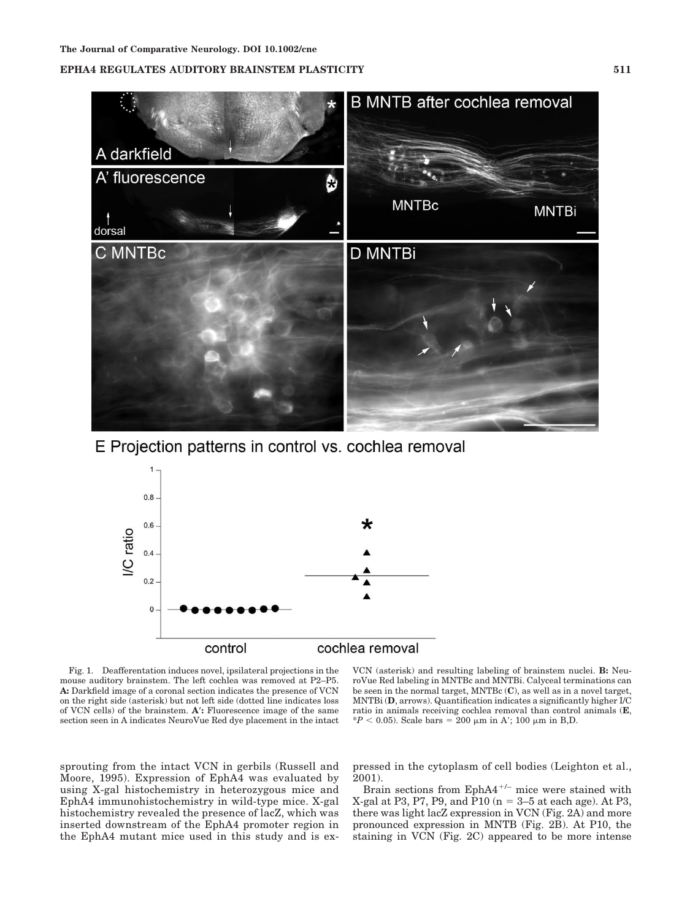Fig. 1. Deafferentation induces novel, ipsilateral projections in the mouse auditory brainstem. The left cochlea was removed at P2–P5. **A:** Darkfield image of a coronal section indicates the presence of VCN on the right side (asterisk) but not left side (dotted line indicates loss of VCN cells) of the brainstem. **A′:** Fluorescence image of the same section seen in A indicates NeuroVue Red dye placement in the intact VCN (asterisk) and resulting labeling of brainstem nuclei. **B:** NeuroVue Red labeling in MNTBc and MNTBi. Calyceal terminations can be seen in the normal target, MNTBc (**C**), as well as in a novel target, MNTBi (**D**, arrows). Quantification indicates a significantly higher I/C ratio in animals receiving cochlea removal than control animals (**E**, $^{*}P < 0.05$). Scale bars = 200 μm in A′; 100 μm in B,D.

sprouting from the intact VCN in gerbils (Russell and Moore, 1995). Expression of EphA4 was evaluated by using X-gal histochemistry in heterozygous mice and EphA4 immunohistochemistry in wild-type mice. X-gal histochemistry revealed the presence of lacZ, which was inserted downstream of the EphA4 promoter region in the EphA4 mutant mice used in this study and is expressed in the cytoplasm of cell bodies (Leighton et al., 2001).

Brain sections from EphA4$^{+/-}$ mice were stained with X-gal at P3, P7, P9, and P10 (n = 3–5 at each age). At P3, there was light lacZ expression in VCN (Fig. 2A) and more pronounced expression in MNTB (Fig. 2B). At P10, the staining in VCN (Fig. 2C) appeared to be more intense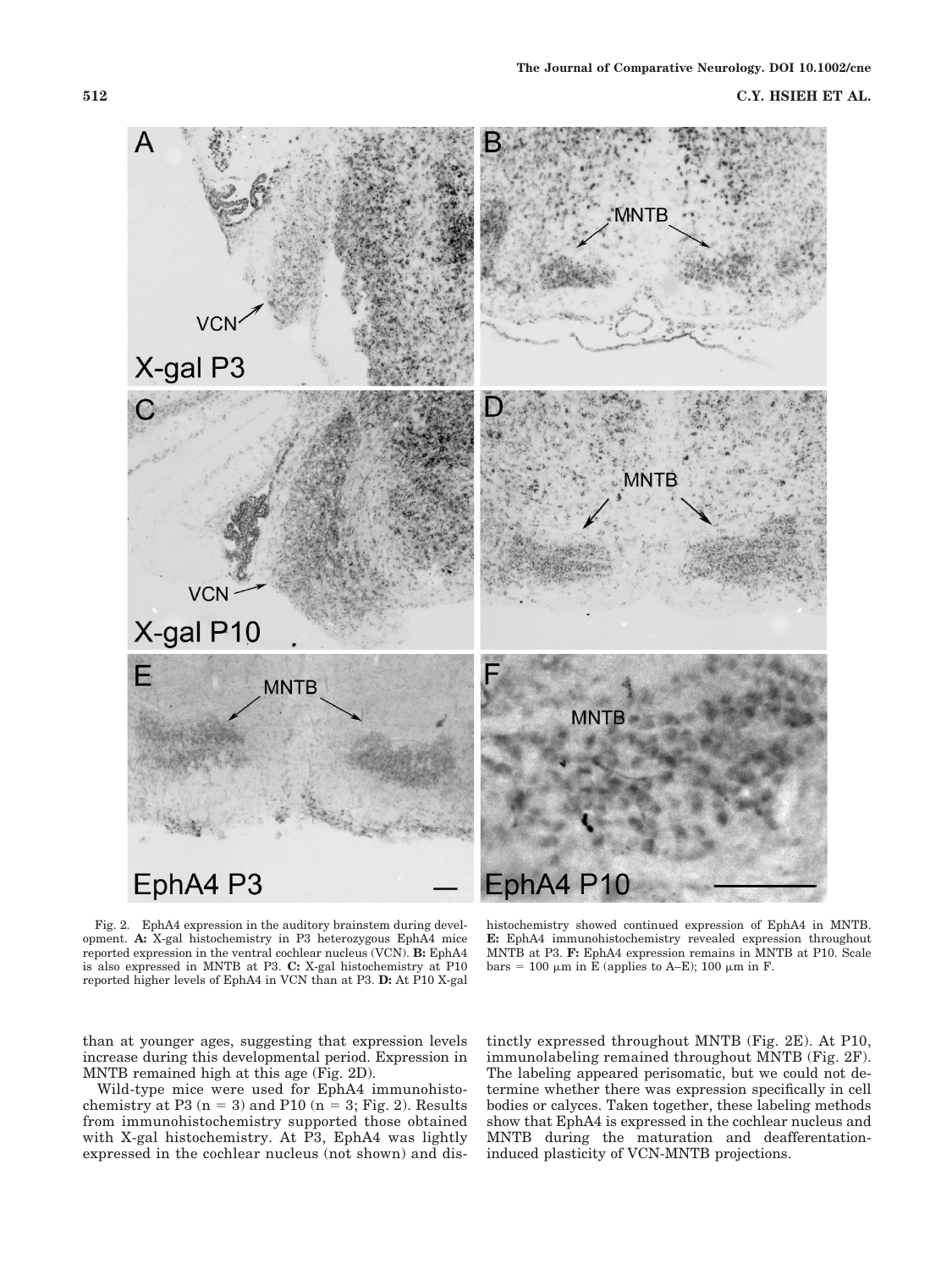Fig. 2. EphA4 expression in the auditory brainstem during development. **A:** X-gal histochemistry in P3 heterozygous EphA4 mice reported expression in the ventral cochlear nucleus (VCN). **B:** EphA4 is also expressed in MNTB at P3. **C:** X-gal histochemistry at P10 reported higher levels of EphA4 in VCN than at P3. **D:** At P10 X-gal histochemistry showed continued expression of EphA4 in MNTB. **E:** EphA4 immunohistochemistry revealed expression throughout MNTB at P3. **F:** EphA4 expression remains in MNTB at P10. Scale bars = 100 μm in E (applies to A–E); 100 μm in F.

than at younger ages, suggesting that expression levels increase during this developmental period. Expression in MNTB remained high at this age (Fig. 2D).

Wild-type mice were used for EphA4 immunohistochemistry at P3 (n = 3) and P10 (n = 3; Fig. 2). Results from immunohistochemistry supported those obtained with X-gal histochemistry. At P3, EphA4 was lightly expressed in the cochlear nucleus (not shown) and distinctly expressed throughout MNTB (Fig. 2E). At P10, immunolabeling remained throughout MNTB (Fig. 2F). The labeling appeared perisomatic, but we could not determine whether there was expression specifically in cell bodies or calyces. Taken together, these labeling methods show that EphA4 is expressed in the cochlear nucleus and MNTB during the maturation and deafferentation-induced plasticity of VCN-MNTB projections.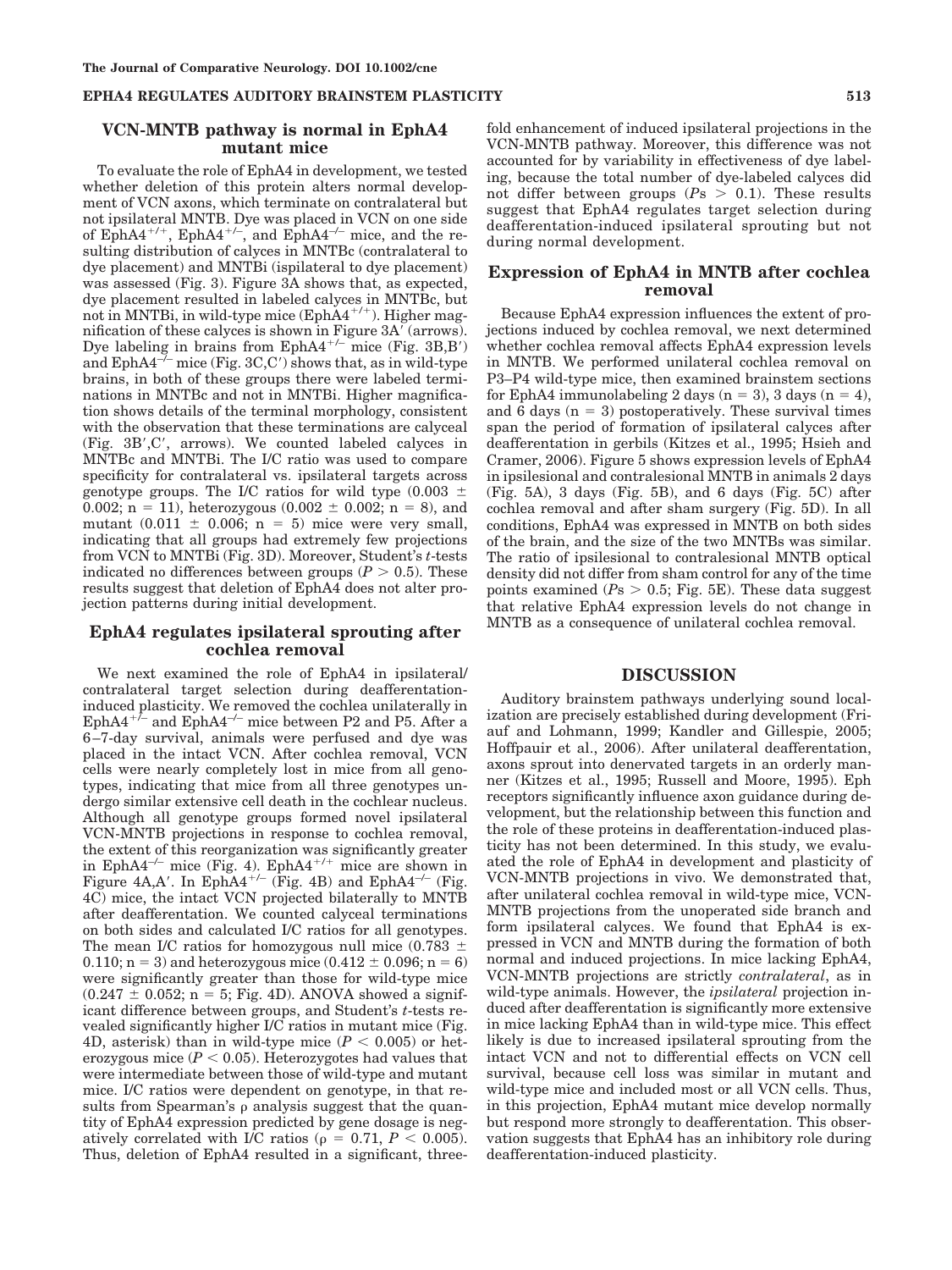## VCN-MNTB pathway is normal in EphA4 mutant mice

To evaluate the role of EphA4 in development, we tested whether deletion of this protein alters normal development of VCN axons, which terminate on contralateral but not ipsilateral MNTB. Dye was placed in VCN on one side of $EphA4^{+/+}$, $EphA4^{+/-}$, and $EphA4^{-/-}$ mice, and the resulting distribution of calyces in MNTBc (contralateral to dye placement) and MNTBi (ipsilateral to dye placement) was assessed (Fig. 3). Figure 3A shows that, as expected, dye placement resulted in labeled calyces in MNTBc, but not in MNTBi, in wild-type mice ($EphA4^{+/+}$). Higher magnification of these calyces is shown in Figure 3A′ (arrows). Dye labeling in brains from $EphA4^{+/-}$ mice (Fig. 3B,B′) and $EphA4^{-/-}$ mice (Fig. 3C,C′) shows that, as in wild-type brains, in both of these groups there were labeled terminations in MNTBc and not in MNTBi. Higher magnification shows details of the terminal morphology, consistent with the observation that these terminations are calyceal (Fig. 3B′,C′, arrows). We counted labeled calyces in MNTBc and MNTBi. The I/C ratio was used to compare specificity for contralateral vs. ipsilateral targets across genotype groups. The I/C ratios for wild type ($0.003 \pm 0.002$; $n = 11$), heterozygous ($0.002 \pm 0.002$; $n = 8$), and mutant ($0.011 \pm 0.006$; $n = 5$) mice were very small, indicating that all groups had extremely few projections from VCN to MNTBi (Fig. 3D). Moreover, Student's *t*-tests indicated no differences between groups ($P > 0.5$). These results suggest that deletion of EphA4 does not alter projection patterns during initial development.

## EphA4 regulates ipsilateral sprouting after cochlea removal

We next examined the role of EphA4 in ipsilateral/contralateral target selection during deafferentation-induced plasticity. We removed the cochlea unilaterally in $EphA4^{+/-}$ and $EphA4^{-/-}$ mice between P2 and P5. After a 6–7-day survival, animals were perfused and dye was placed in the intact VCN. After cochlea removal, VCN cells were nearly completely lost in mice from all genotypes, indicating that mice from all three genotypes undergo similar extensive cell death in the cochlear nucleus. Although all genotype groups formed novel ipsilateral VCN-MNTB projections in response to cochlea removal, the extent of this reorganization was significantly greater in $EphA4^{-/-}$ mice (Fig. 4). $EphA4^{+/+}$ mice are shown in Figure 4A,A′. In $EphA4^{+/-}$ (Fig. 4B) and $EphA4^{-/-}$ (Fig. 4C) mice, the intact VCN projected bilaterally to MNTB after deafferentation. We counted calyceal terminations on both sides and calculated I/C ratios for all genotypes. The mean I/C ratios for homozygous null mice ($0.783 \pm 0.110$; $n = 3$) and heterozygous mice ($0.412 \pm 0.096$; $n = 6$) were significantly greater than those for wild-type mice ($0.247 \pm 0.052$; $n = 5$; Fig. 4D). ANOVA showed a significant difference between groups, and Student's *t*-tests revealed significantly higher I/C ratios in mutant mice (Fig. 4D, asterisk) than in wild-type mice ($P < 0.005$) or heterozygous mice ($P < 0.05$). Heterozygotes had values that were intermediate between those of wild-type and mutant mice. I/C ratios were dependent on genotype, in that results from Spearman's $\rho$ analysis suggest that the quantity of EphA4 expression predicted by gene dosage is negatively correlated with I/C ratios ($\rho = 0.71$, $P < 0.005$). Thus, deletion of EphA4 resulted in a significant, three-fold enhancement of induced ipsilateral projections in the VCN-MNTB pathway. Moreover, this difference was not accounted for by variability in effectiveness of dye labeling, because the total number of dye-labeled calyces did not differ between groups ($P\text{s} > 0.1$). These results suggest that EphA4 regulates target selection during deafferentation-induced ipsilateral sprouting but not during normal development.

## Expression of EphA4 in MNTB after cochlea removal

Because EphA4 expression influences the extent of projections induced by cochlea removal, we next determined whether cochlea removal affects EphA4 expression levels in MNTB. We performed unilateral cochlea removal on P3–P4 wild-type mice, then examined brainstem sections for EphA4 immunolabeling 2 days ($n = 3$), 3 days ($n = 4$), and 6 days ($n = 3$) postoperatively. These survival times span the period of formation of ipsilateral calyces after deafferentation in gerbils (Kitzes et al., 1995; Hsieh and Cramer, 2006). Figure 5 shows expression levels of EphA4 in ipsilesional and contralesional MNTB in animals 2 days (Fig. 5A), 3 days (Fig. 5B), and 6 days (Fig. 5C) after cochlea removal and after sham surgery (Fig. 5D). In all conditions, EphA4 was expressed in MNTB on both sides of the brain, and the size of the two MNTBs was similar. The ratio of ipsilesional to contralesional MNTB optical density did not differ from sham control for any of the time points examined ($P\text{s} > 0.5$; Fig. 5E). These data suggest that relative EphA4 expression levels do not change in MNTB as a consequence of unilateral cochlea removal.

# DISCUSSION

Auditory brainstem pathways underlying sound localization are precisely established during development (Friauf and Lohmann, 1999; Kandler and Gillespie, 2005; Hoffpauir et al., 2006). After unilateral deafferentation, axons sprout into denervated targets in an orderly manner (Kitzes et al., 1995; Russell and Moore, 1995). Eph receptors significantly influence axon guidance during development, but the relationship between this function and the role of these proteins in deafferentation-induced plasticity has not been determined. In this study, we evaluated the role of EphA4 in development and plasticity of VCN-MNTB projections in vivo. We demonstrated that, after unilateral cochlea removal in wild-type mice, VCN-MNTB projections from the unoperated side branch and form ipsilateral calyces. We found that EphA4 is expressed in VCN and MNTB during the formation of both normal and induced projections. In mice lacking EphA4, VCN-MNTB projections are strictly *contralateral*, as in wild-type animals. However, the *ipsilateral* projection induced after deafferentation is significantly more extensive in mice lacking EphA4 than in wild-type mice. This effect likely is due to increased ipsilateral sprouting from the intact VCN and not to differential effects on VCN cell survival, because cell loss was similar in mutant and wild-type mice and included most or all VCN cells. Thus, in this projection, EphA4 mutant mice develop normally but respond more strongly to deafferentation. This observation suggests that EphA4 has an inhibitory role during deafferentation-induced plasticity.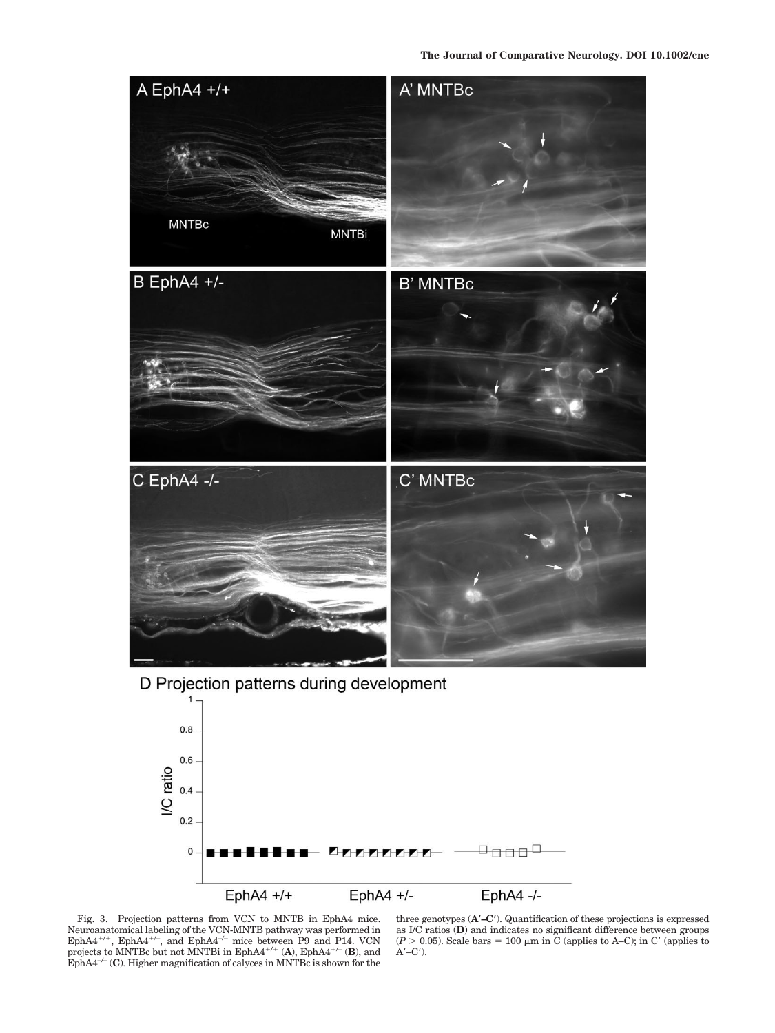Fig. 3. Projection patterns from VCN to MNTB in EphA4 mice. Neuroanatomical labeling of the VCN-MNTB pathway was performed in EphA4$^{+/+}$, EphA4$^{+/-}$, and EphA4$^{-/-}$ mice between P9 and P14. VCN projects to MNTBc but not MNTBi in EphA4$^{+/+}$ (**A**), EphA4$^{+/-}$ (**B**), and EphA4$^{-/-}$ (**C**). Higher magnification of calyces in MNTBc is shown for the three genotypes (**A′–C′**). Quantification of these projections is expressed as I/C ratios (**D**) and indicates no significant difference between groups ($P > 0.05$). Scale bars = 100 μm in C (applies to A–C); in C′ (applies to A′–C′).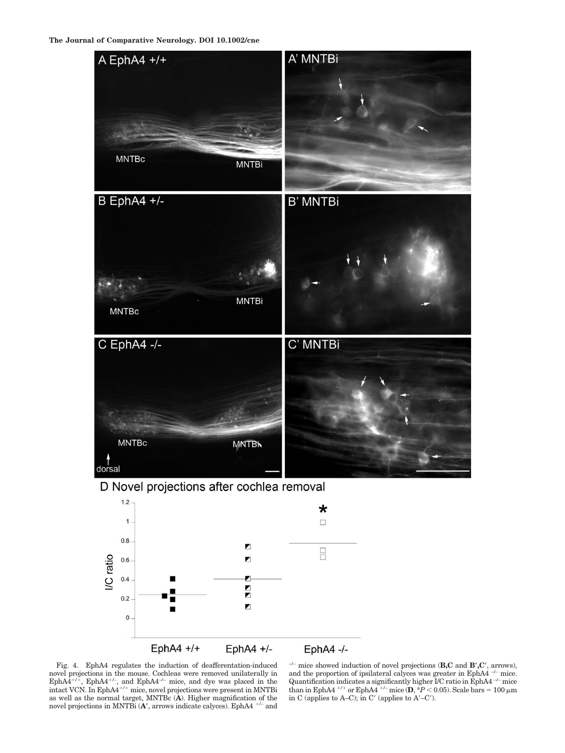Fig. 4. EphA4 regulates the induction of deafferentation-induced novel projections in the mouse. Cochleas were removed unilaterally in EphA4$^{+/+}$, EphA4$^{+/-}$, and EphA4$^{-/-}$ mice, and dye was placed in the intact VCN. In EphA4$^{+/+}$ mice, novel projections were present in MNTBi as well as the normal target, MNTBc (**A**). Higher magnification of the novel projections in MNTBi (**A′**, arrows indicate calyces). EphA4 $^{+/-}$ and $^{-/-}$ mice showed induction of novel projections (**B,C** and **B′,C′**, arrows), and the proportion of ipsilateral calyces was greater in EphA4 $^{-/-}$ mice. Quantification indicates a significantly higher I/C ratio in EphA4 $^{-/-}$ mice than in EphA4 $^{+/+}$ or EphA4 $^{+/-}$ mice (**D**, $*P < 0.05$). Scale bars = 100 μm in C (applies to A–C); in C′ (applies to A′–C′).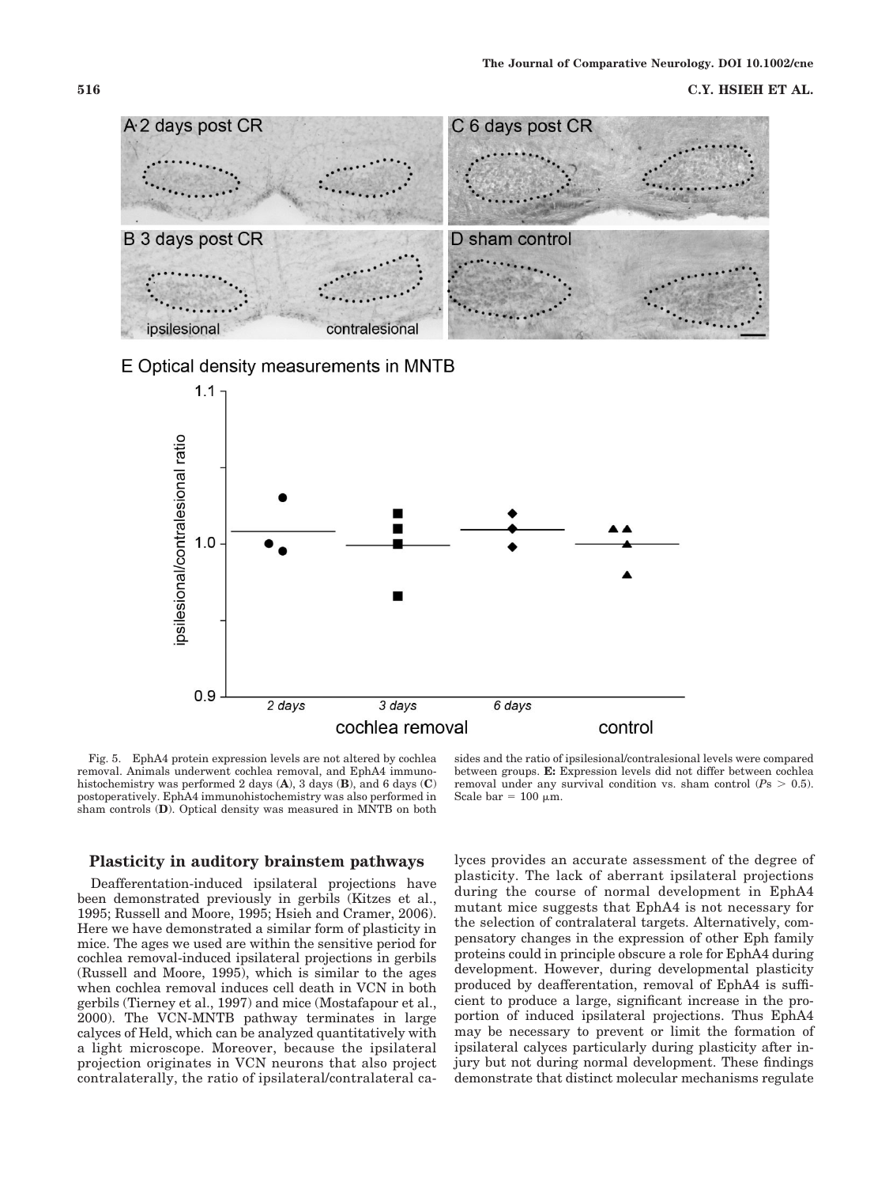Fig. 5. EphA4 protein expression levels are not altered by cochlea removal. Animals underwent cochlea removal, and EphA4 immunohistochemistry was performed 2 days (**A**), 3 days (**B**), and 6 days (**C**) postoperatively. EphA4 immunohistochemistry was also performed in sham controls (**D**). Optical density was measured in MNTB on both sides and the ratio of ipsilesional/contralesional levels were compared between groups. **E:** Expression levels did not differ between cochlea removal under any survival condition vs. sham control ($P$s $> 0.5$). Scale bar = 100 μm.

### Plasticity in auditory brainstem pathways

Deafferentation-induced ipsilateral projections have been demonstrated previously in gerbils (Kitzes et al., 1995; Russell and Moore, 1995; Hsieh and Cramer, 2006). Here we have demonstrated a similar form of plasticity in mice. The ages we used are within the sensitive period for cochlea removal-induced ipsilateral projections in gerbils (Russell and Moore, 1995), which is similar to the ages when cochlea removal induces cell death in VCN in both gerbils (Tierney et al., 1997) and mice (Mostafapour et al., 2000). The VCN-MNTB pathway terminates in large calyces of Held, which can be analyzed quantitatively with a light microscope. Moreover, because the ipsilateral projection originates in VCN neurons that also project contralaterally, the ratio of ipsilateral/contralateral calyces provides an accurate assessment of the degree of plasticity. The lack of aberrant ipsilateral projections during the course of normal development in EphA4 mutant mice suggests that EphA4 is not necessary for the selection of contralateral targets. Alternatively, compensatory changes in the expression of other Eph family proteins could in principle obscure a role for EphA4 during development. However, during developmental plasticity produced by deafferentation, removal of EphA4 is sufficient to produce a large, significant increase in the proportion of induced ipsilateral projections. Thus EphA4 may be necessary to prevent or limit the formation of ipsilateral calyces particularly during plasticity after injury but not during normal development. These findings demonstrate that distinct molecular mechanisms regulate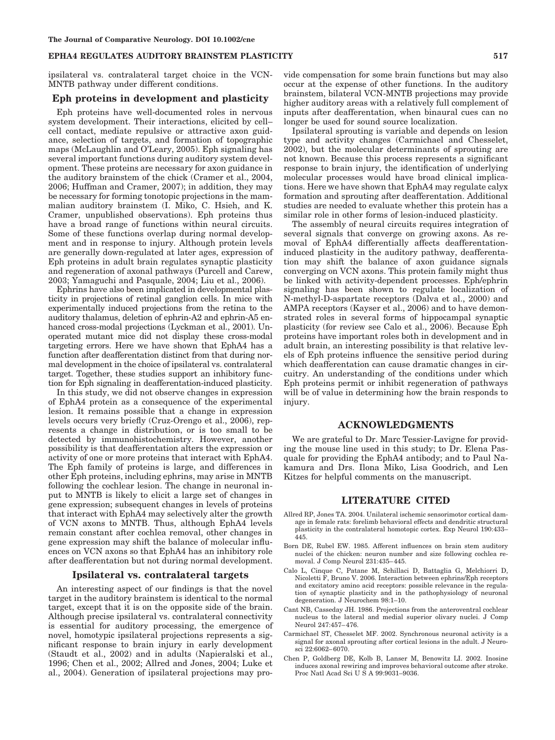ipsilateral vs. contralateral target choice in the VCN-MNTB pathway under different conditions.

## Eph proteins in development and plasticity

Eph proteins have well-documented roles in nervous system development. Their interactions, elicited by cell–cell contact, mediate repulsive or attractive axon guidance, selection of targets, and formation of topographic maps (McLaughlin and O'Leary, 2005). Eph signaling has several important functions during auditory system development. These proteins are necessary for axon guidance in the auditory brainstem of the chick (Cramer et al., 2004, 2006; Huffman and Cramer, 2007); in addition, they may be necessary for forming tonotopic projections in the mammalian auditory brainstem (I. Miko, C. Hsieh, and K. Cramer, unpublished observations). Eph proteins thus have a broad range of functions within neural circuits. Some of these functions overlap during normal development and in response to injury. Although protein levels are generally down-regulated at later ages, expression of Eph proteins in adult brain regulates synaptic plasticity and regeneration of axonal pathways (Purcell and Carew, 2003; Yamaguchi and Pasquale, 2004; Liu et al., 2006).

Ephrins have also been implicated in developmental plasticity in projections of retinal ganglion cells. In mice with experimentally induced projections from the retina to the auditory thalamus, deletion of ephrin-A2 and ephrin-A5 enhanced cross-modal projections (Lyckman et al., 2001). Unoperated mutant mice did not display these cross-modal targeting errors. Here we have shown that EphA4 has a function after deafferentation distinct from that during normal development in the choice of ipsilateral vs. contralateral target. Together, these studies support an inhibitory function for Eph signaling in deafferentation-induced plasticity.

In this study, we did not observe changes in expression of EphA4 protein as a consequence of the experimental lesion. It remains possible that a change in expression levels occurs very briefly (Cruz-Orengo et al., 2006), represents a change in distribution, or is too small to be detected by immunohistochemistry. However, another possibility is that deafferentation alters the expression or activity of one or more proteins that interact with EphA4. The Eph family of proteins is large, and differences in other Eph proteins, including ephrins, may arise in MNTB following the cochlear lesion. The change in neuronal input to MNTB is likely to elicit a large set of changes in gene expression; subsequent changes in levels of proteins that interact with EphA4 may selectively alter the growth of VCN axons to MNTB. Thus, although EphA4 levels remain constant after cochlea removal, other changes in gene expression may shift the balance of molecular influences on VCN axons so that EphA4 has an inhibitory role after deafferentation but not during normal development.

## Ipsilateral vs. contralateral targets

An interesting aspect of our findings is that the novel target in the auditory brainstem is identical to the normal target, except that it is on the opposite side of the brain. Although precise ipsilateral vs. contralateral connectivity is essential for auditory processing, the emergence of novel, homotypic ipsilateral projections represents a significant response to brain injury in early development (Staudt et al., 2002) and in adults (Napieralski et al., 1996; Chen et al., 2002; Allred and Jones, 2004; Luke et al., 2004). Generation of ipsilateral projections may provide compensation for some brain functions but may also occur at the expense of other functions. In the auditory brainstem, bilateral VCN-MNTB projections may provide higher auditory areas with a relatively full complement of inputs after deafferentation, when binaural cues can no longer be used for sound source localization.

Ipsilateral sprouting is variable and depends on lesion type and activity changes (Carmichael and Chesselet, 2002), but the molecular determinants of sprouting are not known. Because this process represents a significant response to brain injury, the identification of underlying molecular processes would have broad clinical implications. Here we have shown that EphA4 may regulate calyx formation and sprouting after deafferentation. Additional studies are needed to evaluate whether this protein has a similar role in other forms of lesion-induced plasticity.

The assembly of neural circuits requires integration of several signals that converge on growing axons. As removal of EphA4 differentially affects deafferentation-induced plasticity in the auditory pathway, deafferentation may shift the balance of axon guidance signals converging on VCN axons. This protein family might thus be linked with activity-dependent processes. Eph/ephrin signaling has been shown to regulate localization of N-methyl-D-aspartate receptors (Dalva et al., 2000) and AMPA receptors (Kayser et al., 2006) and to have demonstrated roles in several forms of hippocampal synaptic plasticity (for review see Calo et al., 2006). Because Eph proteins have important roles both in development and in adult brain, an interesting possibility is that relative levels of Eph proteins influence the sensitive period during which deafferentation can cause dramatic changes in circuitry. An understanding of the conditions under which Eph proteins permit or inhibit regeneration of pathways will be of value in determining how the brain responds to injury.

## ACKNOWLEDGMENTS

We are grateful to Dr. Marc Tessier-Lavigne for providing the mouse line used in this study; to Dr. Elena Pasquale for providing the EphA4 antibody; and to Paul Nakamura and Drs. Ilona Miko, Lisa Goodrich, and Len Kitzes for helpful comments on the manuscript.

## LITERATURE CITED

Allred RP, Jones TA. 2004. Unilateral ischemic sensorimotor cortical damage in female rats: forelimb behavioral effects and dendritic structural plasticity in the contralateral homotopic cortex. Exp Neurol 190:433–445.

Born DE, Rubel EW. 1985. Afferent influences on brain stem auditory nuclei of the chicken: neuron number and size following cochlea removal. J Comp Neurol 231:435–445.

Calo L, Cinque C, Patane M, Schillaci D, Battaglia G, Melchiorri D, Nicoletti F, Bruno V. 2006. Interaction between ephrins/Eph receptors and excitatory amino acid receptors: possible relevance in the regulation of synaptic plasticity and in the pathophysiology of neuronal degeneration. J Neurochem 98:1–10.

Cant NB, Casseday JH. 1986. Projections from the anteroventral cochlear nucleus to the lateral and medial superior olivary nuclei. J Comp Neurol 247:457–476.

Carmichael ST, Chesselet MF. 2002. Synchronous neuronal activity is a signal for axonal sprouting after cortical lesions in the adult. J Neurosci 22:6062–6070.

Chen P, Goldberg DE, Kolb B, Lanser M, Benowitz LI. 2002. Inosine induces axonal rewiring and improves behavioral outcome after stroke. Proc Natl Acad Sci U S A 99:9031–9036.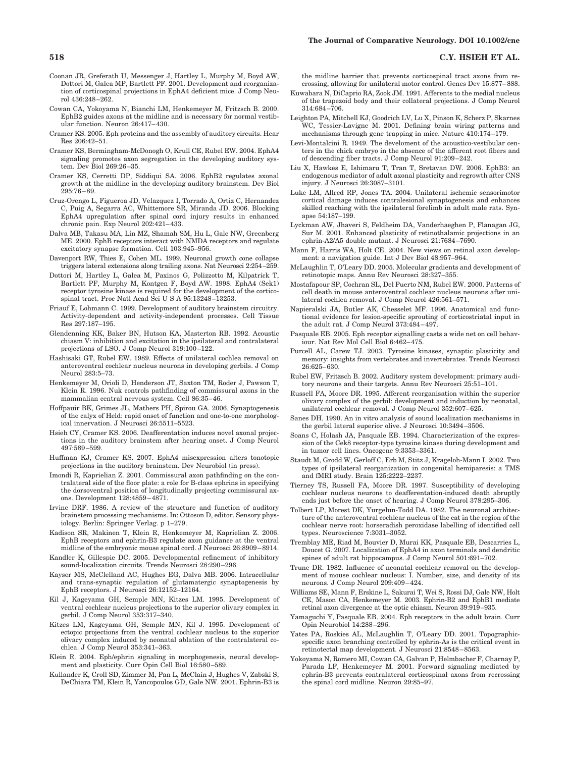Coonan JR, Greferath U, Messenger J, Hartley L, Murphy M, Boyd AW, Dottori M, Galea MP, Bartlett PF. 2001. Development and reorganization of corticospinal projections in EphA4 deficient mice. J Comp Neurol 436:248–262.

Cowan CA, Yokoyama N, Bianchi LM, Henkemeyer M, Fritzsch B. 2000. EphB2 guides axons at the midline and is necessary for normal vestibular function. Neuron 26:417–430.

Cramer KS. 2005. Eph proteins and the assembly of auditory circuits. Hear Res 206:42–51.

Cramer KS, Bermingham-McDonogh O, Krull CE, Rubel EW. 2004. EphA4 signaling promotes axon segregation in the developing auditory system. Dev Biol 269:26–35.

Cramer KS, Cerretti DP, Siddiqui SA. 2006. EphB2 regulates axonal growth at the midline in the developing auditory brainstem. Dev Biol 295:76–89.

Cruz-Orengo L, Figueroa JD, Velazquez I, Torrado A, Ortiz C, Hernandez C, Puig A, Segarra AC, Whittemore SR, Miranda JD. 2006. Blocking EphA4 upregulation after spinal cord injury results in enhanced chronic pain. Exp Neurol 202:421–433.

Dalva MB, Takasu MA, Lin MZ, Shamah SM, Hu L, Gale NW, Greenberg ME. 2000. EphB receptors interact with NMDA receptors and regulate excitatory synapse formation. Cell 103:945–956.

Davenport RW, Thies E, Cohen ML. 1999. Neuronal growth cone collapse triggers lateral extensions along trailing axons. Nat Neurosci 2:254–259.

Dottori M, Hartley L, Galea M, Paxinos G, Polizzotto M, Kilpatrick T, Bartlett PF, Murphy M, Kontgen F, Boyd AW. 1998. EphA4 (Sek1) receptor tyrosine kinase is required for the development of the corticospinal tract. Proc Natl Acad Sci U S A 95:13248–13253.

Friauf E, Lohmann C. 1999. Development of auditory brainstem circuitry. Activity-dependent and activity-independent processes. Cell Tissue Res 297:187–195.

Glendenning KK, Baker BN, Hutson KA, Masterton RB. 1992. Acoustic chiasm V: inhibition and excitation in the ipsilateral and contralateral projections of LSO. J Comp Neurol 319:100–122.

Hashisaki GT, Rubel EW. 1989. Effects of unilateral cochlea removal on anteroventral cochlear nucleus neurons in developing gerbils. J Comp Neurol 283:5–73.

Henkemeyer M, Orioli D, Henderson JT, Saxton TM, Roder J, Pawson T, Klein R. 1996. Nuk controls pathfinding of commissural axons in the mammalian central nervous system. Cell 86:35–46.

Hoffpauir BK, Grimes JL, Mathers PH, Spirou GA. 2006. Synaptogenesis of the calyx of Held: rapid onset of function and one-to-one morphological innervation. J Neurosci 26:5511–5523.

Hsieh CY, Cramer KS. 2006. Deafferentation induces novel axonal projections in the auditory brainstem after hearing onset. J Comp Neurol 497:589–599.

Huffman KJ, Cramer KS. 2007. EphA4 misexpression alters tonotopic projections in the auditory brainstem. Dev Neurobiol (in press).

Imondi R, Kaprielian Z. 2001. Commissural axon pathfinding on the contralateral side of the floor plate: a role for B-class ephrins in specifying the dorsoventral position of longitudinally projecting commissural axons. Development 128:4859–4871.

Irvine DRF. 1986. A review of the structure and function of auditory brainstem processing mechanisms. In: Ottoson D, editor. Sensory physiology. Berlin: Springer Verlag. p 1–279.

Kadison SR, Makinen T, Klein R, Henkemeyer M, Kaprielian Z. 2006. EphB receptors and ephrin-B3 regulate axon guidance at the ventral midline of the embryonic mouse spinal cord. J Neurosci 26:8909–8914.

Kandler K, Gillespie DC. 2005. Developmental refinement of inhibitory sound-localization circuits. Trends Neurosci 28:290–296.

Kayser MS, McClelland AC, Hughes EG, Dalva MB. 2006. Intracellular and trans-synaptic regulation of glutamatergic synaptogenesis by EphB receptors. J Neurosci 26:12152–12164.

Kil J, Kageyama GH, Semple MN, Kitzes LM. 1995. Development of ventral cochlear nucleus projections to the superior olivary complex in gerbil. J Comp Neurol 353:317–340.

Kitzes LM, Kageyama GH, Semple MN, Kil J. 1995. Development of ectopic projections from the ventral cochlear nucleus to the superior olivary complex induced by neonatal ablation of the contralateral cochlea. J Comp Neurol 353:341–363.

Klein R. 2004. Eph/ephrin signaling in morphogenesis, neural development and plasticity. Curr Opin Cell Biol 16:580–589.

Kullander K, Croll SD, Zimmer M, Pan L, McClain J, Hughes V, Zabski S, DeChiara TM, Klein R, Yancopoulos GD, Gale NW. 2001. Ephrin-B3 is the midline barrier that prevents corticospinal tract axons from recrossing, allowing for unilateral motor control. Genes Dev 15:877–888.

Kuwabara N, DiCaprio RA, Zook JM. 1991. Afferents to the medial nucleus of the trapezoid body and their collateral projections. J Comp Neurol 314:684–706.

Leighton PA, Mitchell KJ, Goodrich LV, Lu X, Pinson K, Scherz P, Skarnes WC, Tessier-Lavigne M. 2001. Defining brain wiring patterns and mechanisms through gene trapping in mice. Nature 410:174–179.

Levi-Montalcini R. 1949. The develoment of the acoustico-vestibular centers in the chick embryo in the absence of the afferent root fibers and of descending fiber tracts. J Comp Neurol 91:209–242.

Liu X, Hawkes E, Ishimaru T, Tran T, Sretavan DW. 2006. EphB3: an endogenous mediator of adult axonal plasticity and regrowth after CNS injury. J Neurosci 26:3087–3101.

Luke LM, Allred RP, Jones TA. 2004. Unilateral ischemic sensorimotor cortical damage induces contralesional synaptogenesis and enhances skilled reaching with the ipsilateral forelimb in adult male rats. Synapse 54:187–199.

Lyckman AW, Jhaveri S, Feldheim DA, Vanderhaeghen P, Flanagan JG, Sur M. 2001. Enhanced plasticity of retinothalamic projections in an ephrin-A2/A5 double mutant. J Neurosci 21:7684–7690.

Mann F, Harris WA, Holt CE. 2004. New views on retinal axon development: a navigation guide. Int J Dev Biol 48:957–964.

McLaughlin T, O'Leary DD. 2005. Molecular gradients and development of retinotopic maps. Annu Rev Neurosci 28:327–355.

Mostafapour SP, Cochran SL, Del Puerto NM, Rubel EW. 2000. Patterns of cell death in mouse anteroventral cochlear nucleus neurons after unilateral cochlea removal. J Comp Neurol 426:561–571.

Napieralski JA, Butler AK, Chesselet MF. 1996. Anatomical and functional evidence for lesion-specific sprouting of corticostriatal input in the adult rat. J Comp Neurol 373:484–497.

Pasquale EB. 2005. Eph receptor signalling casts a wide net on cell behaviour. Nat Rev Mol Cell Biol 6:462–475.

Purcell AL, Carew TJ. 2003. Tyrosine kinases, synaptic plasticity and memory: insights from vertebrates and invertebrates. Trends Neurosci 26:625–630.

Rubel EW, Fritzsch B. 2002. Auditory system development: primary auditory neurons and their targets. Annu Rev Neurosci 25:51–101.

Russell FA, Moore DR. 1995. Afferent reorganisation within the superior olivary complex of the gerbil: development and induction by neonatal, unilateral cochlear removal. J Comp Neurol 352:607–625.

Sanes DH. 1990. An in vitro analysis of sound localization mechanisms in the gerbil lateral superior olive. J Neurosci 10:3494–3506.

Soans C, Holash JA, Pasquale EB. 1994. Characterization of the expression of the Cek8 receptor-type tyrosine kinase during development and in tumor cell lines. Oncogene 9:3353–3361.

Staudt M, Grodd W, Gerloff C, Erb M, Stitz J, Krageloh-Mann I. 2002. Two types of ipsilateral reorganization in congenital hemiparesis: a TMS and fMRI study. Brain 125:2222–2237.

Tierney TS, Russell FA, Moore DR. 1997. Susceptibility of developing cochlear nucleus neurons to deafferentation-induced death abruptly ends just before the onset of hearing. J Comp Neurol 378:295–306.

Tolbert LP, Morest DK, Yurgelun-Todd DA. 1982. The neuronal architecture of the anteroventral cochlear nucleus of the cat in the region of the cochlear nerve root: horseradish peroxidase labelling of identified cell types. Neuroscience 7:3031–3052.

Tremblay ME, Riad M, Bouvier D, Murai KK, Pasquale EB, Descarries L, Doucet G. 2007. Localization of EphA4 in axon terminals and dendritic spines of adult rat hippocampus. J Comp Neurol 501:691–702.

Trune DR. 1982. Influence of neonatal cochlear removal on the development of mouse cochlear nucleus: I. Number, size, and density of its neurons. J Comp Neurol 209:409–424.

Williams SE, Mann F, Erskine L, Sakurai T, Wei S, Rossi DJ, Gale NW, Holt CE, Mason CA, Henkemeyer M. 2003. Ephrin-B2 and EphB1 mediate retinal axon divergence at the optic chiasm. Neuron 39:919–935.

Yamaguchi Y, Pasquale EB. 2004. Eph receptors in the adult brain. Curr Opin Neurobiol 14:288–296.

Yates PA, Roskies AL, McLaughlin T, O'Leary DD. 2001. Topographic-specific axon branching controlled by ephrin-As is the critical event in retinotectal map development. J Neurosci 21:8548–8563.

Yokoyama N, Romero MI, Cowan CA, Galvan P, Helmbacher F, Charnay P, Parada LF, Henkemeyer M. 2001. Forward signaling mediated by ephrin-B3 prevents contralateral corticospinal axons from recrossing the spinal cord midline. Neuron 29:85–97.